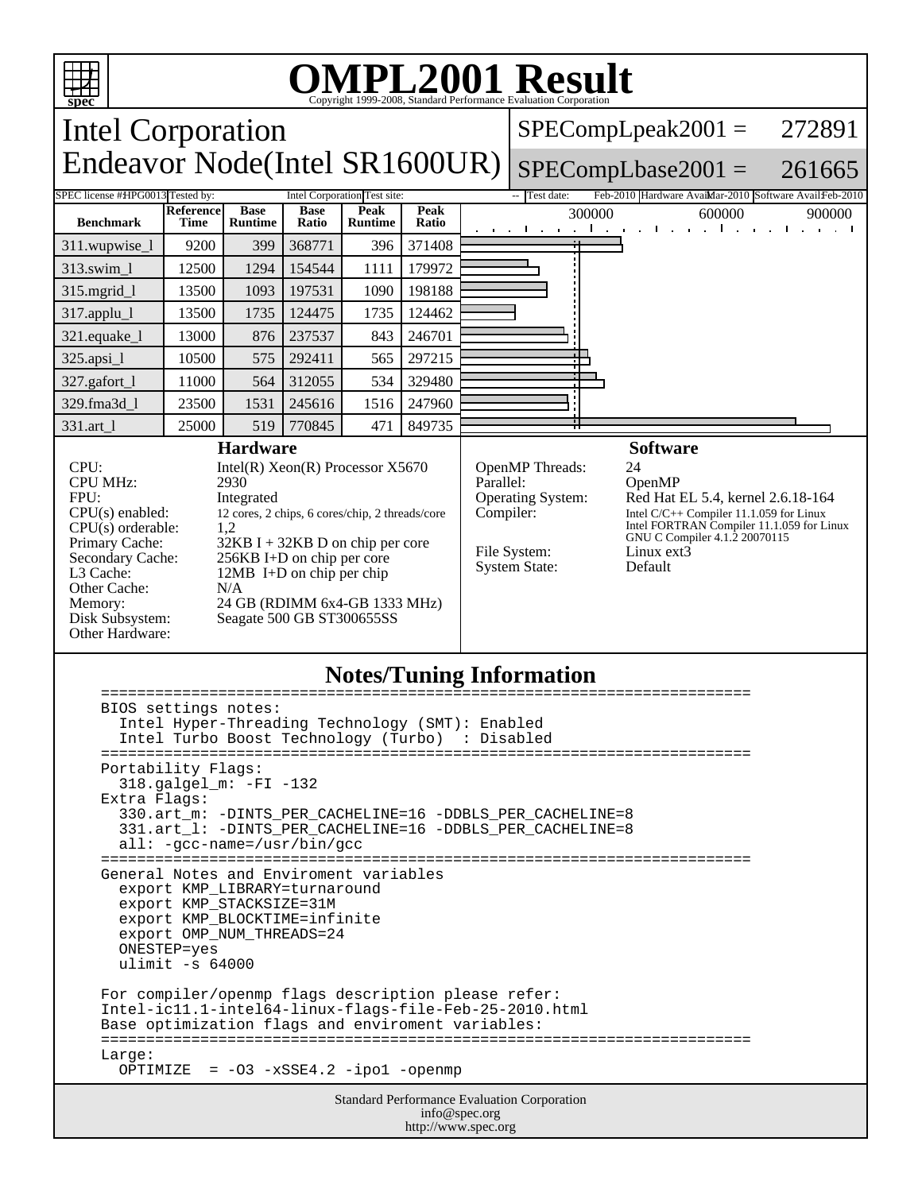# OMPL2001 Result

Copyright 1999-2008, Standard Performance Evaluation Corporation

## Intel Corporation
## Endeavor Node(Intel SR1600UR)

SPECompLpeak2001 = 272891

SPECompLbase2001 = 261665

SPEC license #: HPG0013 | Tested by: Intel Corporation | Test site: -- | Test date: Feb-2010 | Hardware Avail: Mar-2010 | Software Avail: Feb-2010

| Benchmark | Reference Time | Base Runtime | Base Ratio | Peak Runtime | Peak Ratio |
|---|---|---|---|---|---|
| 311.wupwise_l | 9200 | 399 | 368771 | 396 | 371408 |
| 313.swim_l | 12500 | 1294 | 154544 | 1111 | 179972 |
| 315.mgrid_l | 13500 | 1093 | 197531 | 1090 | 198188 |
| 317.applu_l | 13500 | 1735 | 124475 | 1735 | 124462 |
| 321.equake_l | 13000 | 876 | 237537 | 843 | 246701 |
| 325.apsi_l | 10500 | 575 | 292411 | 565 | 297215 |
| 327.gafort_l | 11000 | 564 | 312055 | 534 | 329480 |
| 329.fma3d_l | 23500 | 1531 | 245616 | 1516 | 247960 |
| 331.art_l | 25000 | 519 | 770845 | 471 | 849735 |

### Hardware

| | |
|---|---|
| CPU: | Intel(R) Xeon(R) Processor X5670 |
| CPU MHz: | 2930 |
| FPU: | Integrated |
| CPU(s) enabled: | 12 cores, 2 chips, 6 cores/chip, 2 threads/core |
| CPU(s) orderable: | 1,2 |
| Primary Cache: | 32KB I + 32KB D on chip per core |
| Secondary Cache: | 256KB I+D on chip per core |
| L3 Cache: | 12MB I+D on chip per chip |
| Other Cache: | N/A |
| Memory: | 24 GB (RDIMM 6x4-GB 1333 MHz) |
| Disk Subsystem: | Seagate 500 GB ST300655SS |
| Other Hardware: | |

### Software

| | |
|---|---|
| OpenMP Threads: | 24 |
| Parallel: | OpenMP |
| Operating System: | Red Hat EL 5.4, kernel 2.6.18-164 |
| Compiler: | Intel C/C++ Compiler 11.1.059 for Linux<br>Intel FORTRAN Compiler 11.1.059 for Linux<br>GNU C Compiler 4.1.2 20070115 |
| File System: | Linux ext3 |
| System State: | Default |

### Notes/Tuning Information

```
========================================================================
BIOS settings notes:
  Intel Hyper-Threading Technology (SMT): Enabled
  Intel Turbo Boost Technology (Turbo)  : Disabled
========================================================================
Portability Flags:
  318.galgel_m: -FI -132
Extra Flags:
  330.art_m: -DINTS_PER_CACHELINE=16 -DDBLS_PER_CACHELINE=8
  331.art_l: -DINTS_PER_CACHELINE=16 -DDBLS_PER_CACHELINE=8
  all: -gcc-name=/usr/bin/gcc
========================================================================
General Notes and Enviroment variables
  export KMP_LIBRARY=turnaround
  export KMP_STACKSIZE=31M
  export KMP_BLOCKTIME=infinite
  export OMP_NUM_THREADS=24
  ONESTEP=yes
  ulimit -s 64000

For compiler/openmp flags description please refer:
Intel-ic11.1-intel64-linux-flags-file-Feb-25-2010.html
Base optimization flags and enviroment variables:
========================================================================
Large:
  OPTIMIZE  = -O3 -xSSE4.2 -ipo1 -openmp
```

Standard Performance Evaluation Corporation
info@spec.org
http://www.spec.org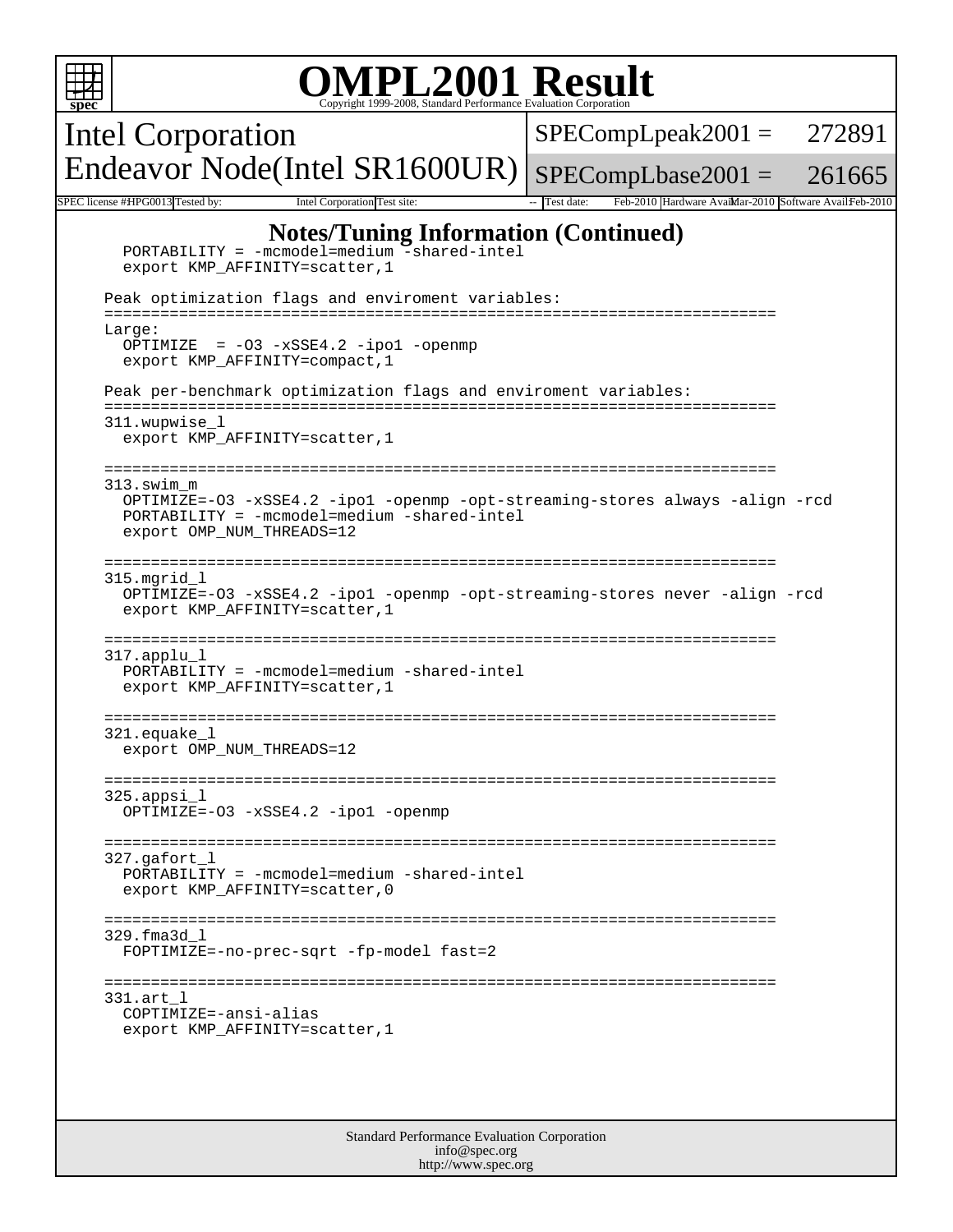# OMPL2001 Result

Copyright 1999-2008, Standard Performance Evaluation Corporation

## Intel Corporation
## Endeavor Node(Intel SR1600UR)

SPECompLpeak2001 = 272891

SPECompLbase2001 = 261665

SPEC license #: HPG0013 Tested by: Intel Corporation Test site: -- Test date: Feb-2010 Hardware Avail: Mar-2010 Software Avail: Feb-2010

### Notes/Tuning Information (Continued)

```
    PORTABILITY = -mcmodel=medium -shared-intel
    export KMP_AFFINITY=scatter,1

  Peak optimization flags and enviroment variables:
  =========================================================================
  Large:
    OPTIMIZE  = -O3 -xSSE4.2 -ipo1 -openmp
    export KMP_AFFINITY=compact,1

  Peak per-benchmark optimization flags and enviroment variables:
  =========================================================================
  311.wupwise_l
    export KMP_AFFINITY=scatter,1

  =========================================================================
  313.swim_m
    OPTIMIZE=-O3 -xSSE4.2 -ipo1 -openmp -opt-streaming-stores always -align -rcd
    PORTABILITY = -mcmodel=medium -shared-intel
    export OMP_NUM_THREADS=12

  =========================================================================
  315.mgrid_l
    OPTIMIZE=-O3 -xSSE4.2 -ipo1 -openmp -opt-streaming-stores never -align -rcd
    export KMP_AFFINITY=scatter,1

  =========================================================================
  317.applu_l
    PORTABILITY = -mcmodel=medium -shared-intel
    export KMP_AFFINITY=scatter,1

  =========================================================================
  321.equake_l
    export OMP_NUM_THREADS=12

  =========================================================================
  325.appsi_l
    OPTIMIZE=-O3 -xSSE4.2 -ipo1 -openmp

  =========================================================================
  327.gafort_l
    PORTABILITY = -mcmodel=medium -shared-intel
    export KMP_AFFINITY=scatter,0

  =========================================================================
  329.fma3d_l
    FOPTIMIZE=-no-prec-sqrt -fp-model fast=2

  =========================================================================
  331.art_l
    COPTIMIZE=-ansi-alias
    export KMP_AFFINITY=scatter,1
```

Standard Performance Evaluation Corporation
info@spec.org
http://www.spec.org